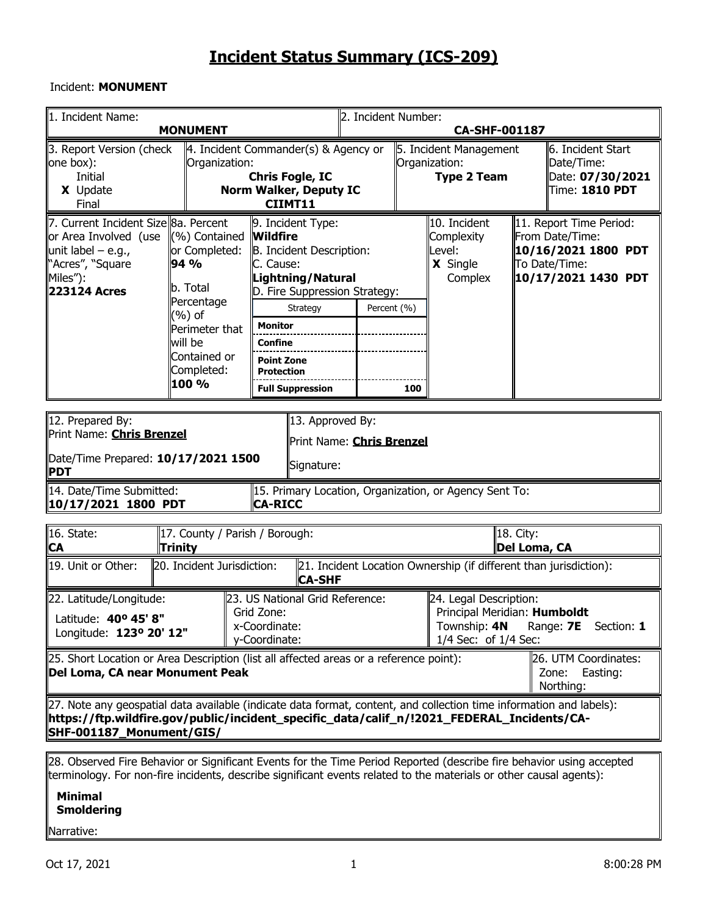# Incident Status Summary (ICS-209)

Incident: **MONUMENT**

| 1. Incident Name: | 2. Incident Number: |
|---|---|
| **MONUMENT** | **CA-SHF-001187** |

| 3. Report Version (check one box): | 4. Incident Commander(s) & Agency or Organization: | 5. Incident Management Organization: | 6. Incident Start Date/Time: |
|---|---|---|---|
| Initial<br>**X** Update<br>Final | **Chris Fogle, IC**<br>**Norm Walker, Deputy IC**<br>**CIIMT11** | **Type 2 Team** | Date: **07/30/2021**<br>Time: **1810 PDT** |

| 7. Current Incident Size or Area Involved (use unit label – e.g., "Acres", "Square Miles"): | 8a. Percent (%) Contained or Completed: | 9. Incident Type: | 10. Incident Complexity Level: | 11. Report Time Period: |
|---|---|---|---|---|
| **223124 Acres** | **94 %**<br>b. Total Percentage (%) of Perimeter that will be Contained or Completed: **100 %** | **Wildfire**<br>B. Incident Description:<br>C. Cause: **Lightning/Natural**<br>D. Fire Suppression Strategy: | **X** Single<br>Complex | From Date/Time: **10/16/2021 1800 PDT**<br>To Date/Time: **10/17/2021 1430 PDT** |

| Strategy | Percent (%) |
|---|---|
| **Monitor** | |
| **Confine** | |
| **Point Zone Protection** | |
| **Full Suppression** | 100 |

| 12. Prepared By: | 13. Approved By: |
|---|---|
| Print Name: **Chris Brenzel**<br>Date/Time Prepared: **10/17/2021 1500 PDT** | Print Name: **Chris Brenzel**<br>Signature: |

| 14. Date/Time Submitted: | 15. Primary Location, Organization, or Agency Sent To: |
|---|---|
| **10/17/2021 1800 PDT** | **CA-RICC** |

| 16. State: | 17. County / Parish / Borough: | 18. City: |
|---|---|---|
| **CA** | **Trinity** | **Del Loma, CA** |

| 19. Unit or Other: | 20. Incident Jurisdiction: | 21. Incident Location Ownership (if different than jurisdiction): |
|---|---|---|
| | | **CA-SHF** |

| 22. Latitude/Longitude: | 23. US National Grid Reference: | 24. Legal Description: |
|---|---|---|
| Latitude: **40º 45' 8"**<br>Longitude: **123º 20' 12"** | Grid Zone:<br>x-Coordinate:<br>y-Coordinate: | Principal Meridian: **Humboldt**<br>Township: **4N** Range: **7E** Section: **1**<br>1/4 Sec: of 1/4 Sec: |

| 25. Short Location or Area Description (list all affected areas or a reference point): | 26. UTM Coordinates: |
|---|---|
| **Del Loma, CA near Monument Peak** | Zone: Easting:<br>Northing: |

27. Note any geospatial data available (indicate data format, content, and collection time information and labels):
**https://ftp.wildfire.gov/public/incident_specific_data/calif_n/!2021_FEDERAL_Incidents/CA-SHF-001187_Monument/GIS/**

28. Observed Fire Behavior or Significant Events for the Time Period Reported (describe fire behavior using accepted terminology. For non-fire incidents, describe significant events related to the materials or other causal agents):

**Minimal**
**Smoldering**

Narrative: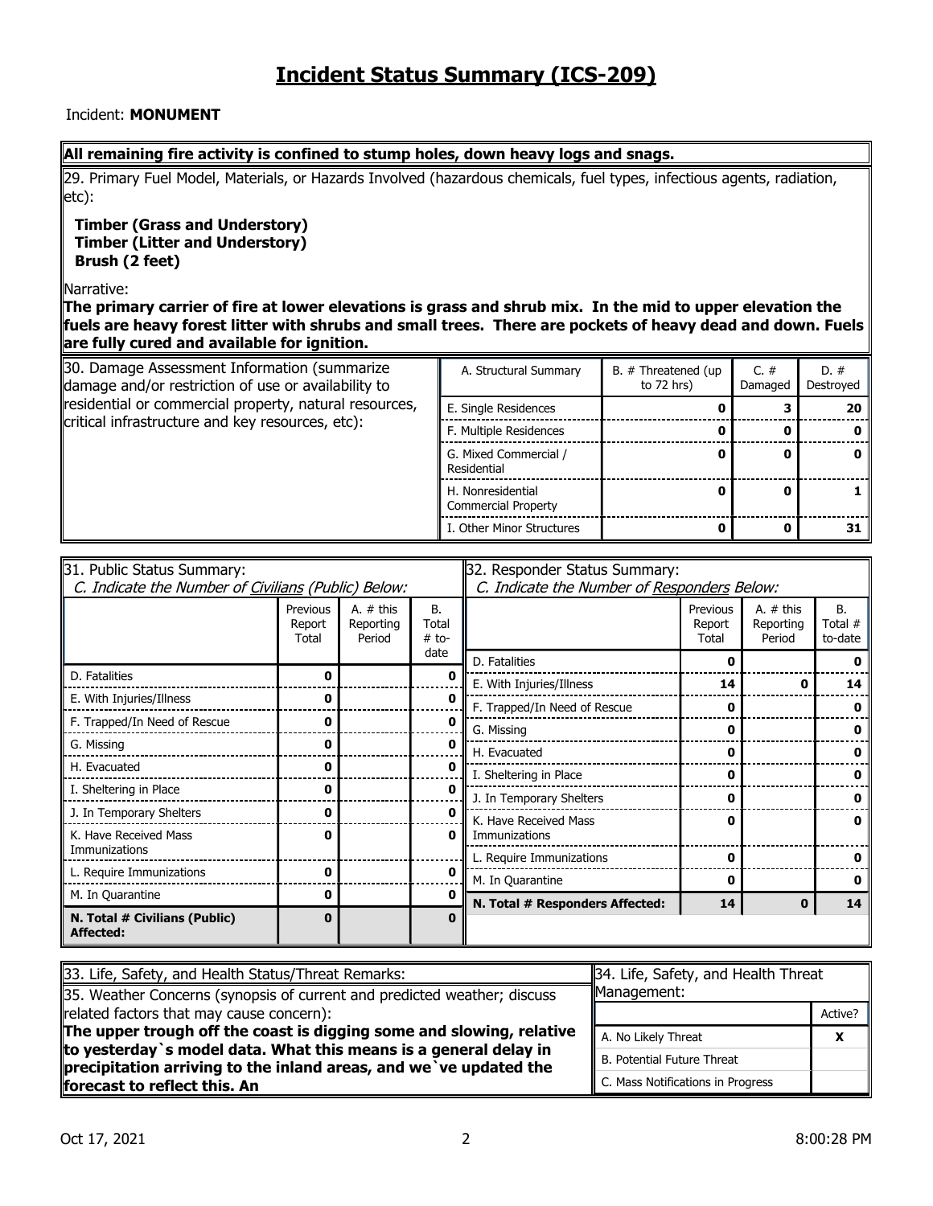# Incident Status Summary (ICS-209)

Incident: **MONUMENT**

**All remaining fire activity is confined to stump holes, down heavy logs and snags.**

29. Primary Fuel Model, Materials, or Hazards Involved (hazardous chemicals, fuel types, infectious agents, radiation, etc):

**Timber (Grass and Understory)**
**Timber (Litter and Understory)**
**Brush (2 feet)**

Narrative:
**The primary carrier of fire at lower elevations is grass and shrub mix. In the mid to upper elevation the fuels are heavy forest litter with shrubs and small trees. There are pockets of heavy dead and down. Fuels are fully cured and available for ignition.**

30. Damage Assessment Information (summarize damage and/or restriction of use or availability to residential or commercial property, natural resources, critical infrastructure and key resources, etc):

| A. Structural Summary | B. # Threatened (up to 72 hrs) | C. # Damaged | D. # Destroyed |
|---|---|---|---|
| E. Single Residences | 0 | 3 | 20 |
| F. Multiple Residences | 0 | 0 | 0 |
| G. Mixed Commercial / Residential | 0 | 0 | 0 |
| H. Nonresidential Commercial Property | 0 | 0 | 1 |
| I. Other Minor Structures | 0 | 0 | 31 |

31. Public Status Summary:
*C. Indicate the Number of Civilians (Public) Below:*

| | Previous Report Total | A. # this Reporting Period | B. Total # to-date |
|---|---|---|---|
| D. Fatalities | 0 | | 0 |
| E. With Injuries/Illness | 0 | | 0 |
| F. Trapped/In Need of Rescue | 0 | | 0 |
| G. Missing | 0 | | 0 |
| H. Evacuated | 0 | | 0 |
| I. Sheltering in Place | 0 | | 0 |
| J. In Temporary Shelters | 0 | | 0 |
| K. Have Received Mass Immunizations | 0 | | 0 |
| L. Require Immunizations | 0 | | 0 |
| M. In Quarantine | 0 | | 0 |
| **N. Total # Civilians (Public) Affected:** | **0** | | **0** |

32. Responder Status Summary:
*C. Indicate the Number of Responders Below:*

| | Previous Report Total | A. # this Reporting Period | B. Total # to-date |
|---|---|---|---|
| D. Fatalities | 0 | | 0 |
| E. With Injuries/Illness | 14 | 0 | 14 |
| F. Trapped/In Need of Rescue | 0 | | 0 |
| G. Missing | 0 | | 0 |
| H. Evacuated | 0 | | 0 |
| I. Sheltering in Place | 0 | | 0 |
| J. In Temporary Shelters | 0 | | 0 |
| K. Have Received Mass Immunizations | 0 | | 0 |
| L. Require Immunizations | 0 | | 0 |
| M. In Quarantine | 0 | | 0 |
| **N. Total # Responders Affected:** | **14** | **0** | **14** |

33. Life, Safety, and Health Status/Threat Remarks:

34. Life, Safety, and Health Threat Management:

| | Active? |
|---|---|
| A. No Likely Threat | X |
| B. Potential Future Threat | |
| C. Mass Notifications in Progress | |

35. Weather Concerns (synopsis of current and predicted weather; discuss related factors that may cause concern):
**The upper trough off the coast is digging some and slowing, relative to yesterday`s model data. What this means is a general delay in precipitation arriving to the inland areas, and we`ve updated the forecast to reflect this. An**

Oct 17, 2021 8:00:28 PM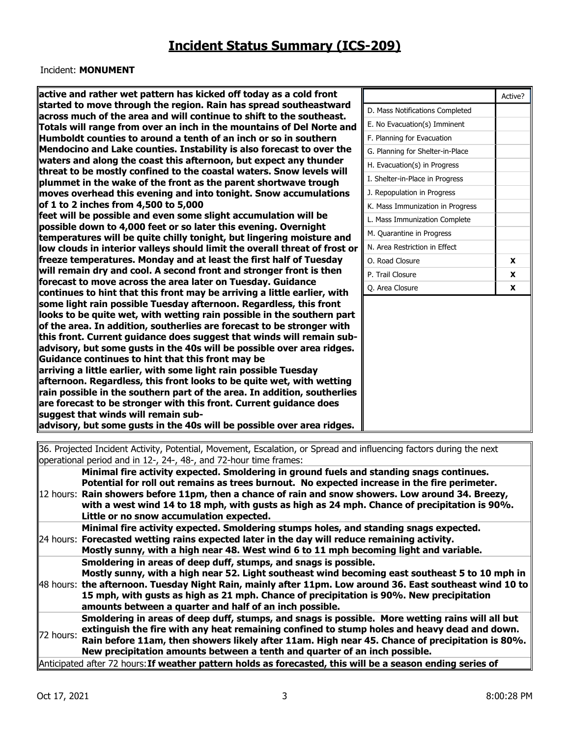# Incident Status Summary (ICS-209)

Incident: **MONUMENT**

**active and rather wet pattern has kicked off today as a cold front started to move through the region. Rain has spread southeastward across much of the area and will continue to shift to the southeast. Totals will range from over an inch in the mountains of Del Norte and Humboldt counties to around a tenth of an inch or so in southern Mendocino and Lake counties. Instability is also forecast to over the waters and along the coast this afternoon, but expect any thunder threat to be mostly confined to the coastal waters. Snow levels will plummet in the wake of the front as the parent shortwave trough moves overhead this evening and into tonight. Snow accumulations of 1 to 2 inches from 4,500 to 5,000 feet will be possible and even some slight accumulation will be possible down to 4,000 feet or so later this evening. Overnight temperatures will be quite chilly tonight, but lingering moisture and low clouds in interior valleys should limit the overall threat of frost or freeze temperatures. Monday and at least the first half of Tuesday will remain dry and cool. A second front and stronger front is then forecast to move across the area later on Tuesday. Guidance continues to hint that this front may be arriving a little earlier, with some light rain possible Tuesday afternoon. Regardless, this front looks to be quite wet, with wetting rain possible in the southern part of the area. In addition, southerlies are forecast to be stronger with this front. Current guidance does suggest that winds will remain sub-advisory, but some gusts in the 40s will be possible over area ridges. Guidance continues to hint that this front may be arriving a little earlier, with some light rain possible Tuesday afternoon. Regardless, this front looks to be quite wet, with wetting rain possible in the southern part of the area. In addition, southerlies are forecast to be stronger with this front. Current guidance does suggest that winds will remain sub-advisory, but some gusts in the 40s will be possible over area ridges.**

| | Active? |
|---|---|
| D. Mass Notifications Completed | |
| E. No Evacuation(s) Imminent | |
| F. Planning for Evacuation | |
| G. Planning for Shelter-in-Place | |
| H. Evacuation(s) in Progress | |
| I. Shelter-in-Place in Progress | |
| J. Repopulation in Progress | |
| K. Mass Immunization in Progress | |
| L. Mass Immunization Complete | |
| M. Quarantine in Progress | |
| N. Area Restriction in Effect | |
| O. Road Closure | X |
| P. Trail Closure | X |
| Q. Area Closure | X |

36. Projected Incident Activity, Potential, Movement, Escalation, or Spread and influencing factors during the next operational period and in 12-, 24-, 48-, and 72-hour time frames:

| | |
|---|---|
| 12 hours: | **Minimal fire activity expected. Smoldering in ground fuels and standing snags continues. Potential for roll out remains as trees burnout. No expected increase in the fire perimeter. Rain showers before 11pm, then a chance of rain and snow showers. Low around 34. Breezy, with a west wind 14 to 18 mph, with gusts as high as 24 mph. Chance of precipitation is 90%. Little or no snow accumulation expected.** |
| 24 hours: | **Minimal fire activity expected. Smoldering stumps holes, and standing snags expected. Forecasted wetting rains expected later in the day will reduce remaining activity. Mostly sunny, with a high near 48. West wind 6 to 11 mph becoming light and variable.** |
| 48 hours: | **Smoldering in areas of deep duff, stumps, and snags is possible. Mostly sunny, with a high near 52. Light southeast wind becoming east southeast 5 to 10 mph in the afternoon. Tuesday Night Rain, mainly after 11pm. Low around 36. East southeast wind 10 to 15 mph, with gusts as high as 21 mph. Chance of precipitation is 90%. New precipitation amounts between a quarter and half of an inch possible.** |
| 72 hours: | **Smoldering in areas of deep duff, stumps, and snags is possible. More wetting rains will all but extinguish the fire with any heat remaining confined to stump holes and heavy dead and down. Rain before 11am, then showers likely after 11am. High near 45. Chance of precipitation is 80%. New precipitation amounts between a tenth and quarter of an inch possible.** |

Anticipated after 72 hours: **If weather pattern holds as forecasted, this will be a season ending series of**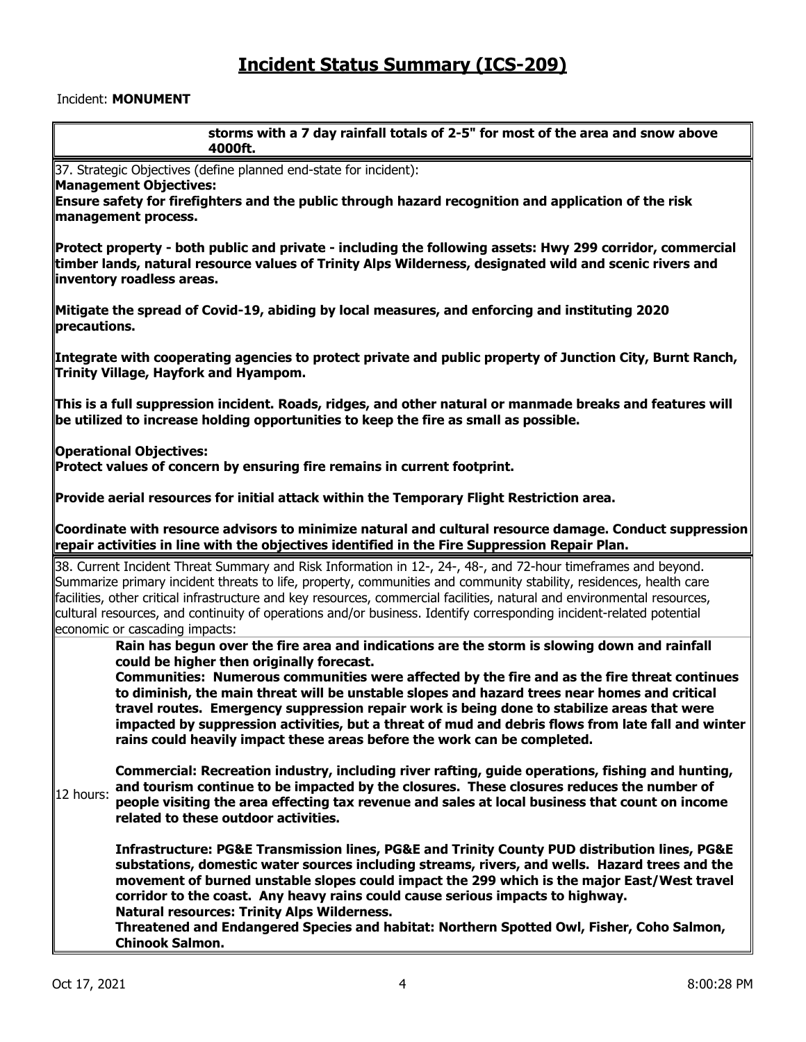# Incident Status Summary (ICS-209)

Incident: **MONUMENT**

**storms with a 7 day rainfall totals of 2-5" for most of the area and snow above 4000ft.**

37. Strategic Objectives (define planned end-state for incident):

**Management Objectives:**

**Ensure safety for firefighters and the public through hazard recognition and application of the risk management process.**

**Protect property - both public and private - including the following assets: Hwy 299 corridor, commercial timber lands, natural resource values of Trinity Alps Wilderness, designated wild and scenic rivers and inventory roadless areas.**

**Mitigate the spread of Covid-19, abiding by local measures, and enforcing and instituting 2020 precautions.**

**Integrate with cooperating agencies to protect private and public property of Junction City, Burnt Ranch, Trinity Village, Hayfork and Hyampom.**

**This is a full suppression incident. Roads, ridges, and other natural or manmade breaks and features will be utilized to increase holding opportunities to keep the fire as small as possible.**

**Operational Objectives:**

**Protect values of concern by ensuring fire remains in current footprint.**

**Provide aerial resources for initial attack within the Temporary Flight Restriction area.**

**Coordinate with resource advisors to minimize natural and cultural resource damage. Conduct suppression repair activities in line with the objectives identified in the Fire Suppression Repair Plan.**

38. Current Incident Threat Summary and Risk Information in 12-, 24-, 48-, and 72-hour timeframes and beyond. Summarize primary incident threats to life, property, communities and community stability, residences, health care facilities, other critical infrastructure and key resources, commercial facilities, natural and environmental resources, cultural resources, and continuity of operations and/or business. Identify corresponding incident-related potential economic or cascading impacts:

12 hours:

**Rain has begun over the fire area and indications are the storm is slowing down and rainfall could be higher then originally forecast.**

**Communities: Numerous communities were affected by the fire and as the fire threat continues to diminish, the main threat will be unstable slopes and hazard trees near homes and critical travel routes. Emergency suppression repair work is being done to stabilize areas that were impacted by suppression activities, but a threat of mud and debris flows from late fall and winter rains could heavily impact these areas before the work can be completed.**

**Commercial: Recreation industry, including river rafting, guide operations, fishing and hunting, and tourism continue to be impacted by the closures. These closures reduces the number of people visiting the area effecting tax revenue and sales at local business that count on income related to these outdoor activities.**

**Infrastructure: PG&E Transmission lines, PG&E and Trinity County PUD distribution lines, PG&E substations, domestic water sources including streams, rivers, and wells. Hazard trees and the movement of burned unstable slopes could impact the 299 which is the major East/West travel corridor to the coast. Any heavy rains could cause serious impacts to highway.**
**Natural resources: Trinity Alps Wilderness.**
**Threatened and Endangered Species and habitat: Northern Spotted Owl, Fisher, Coho Salmon, Chinook Salmon.**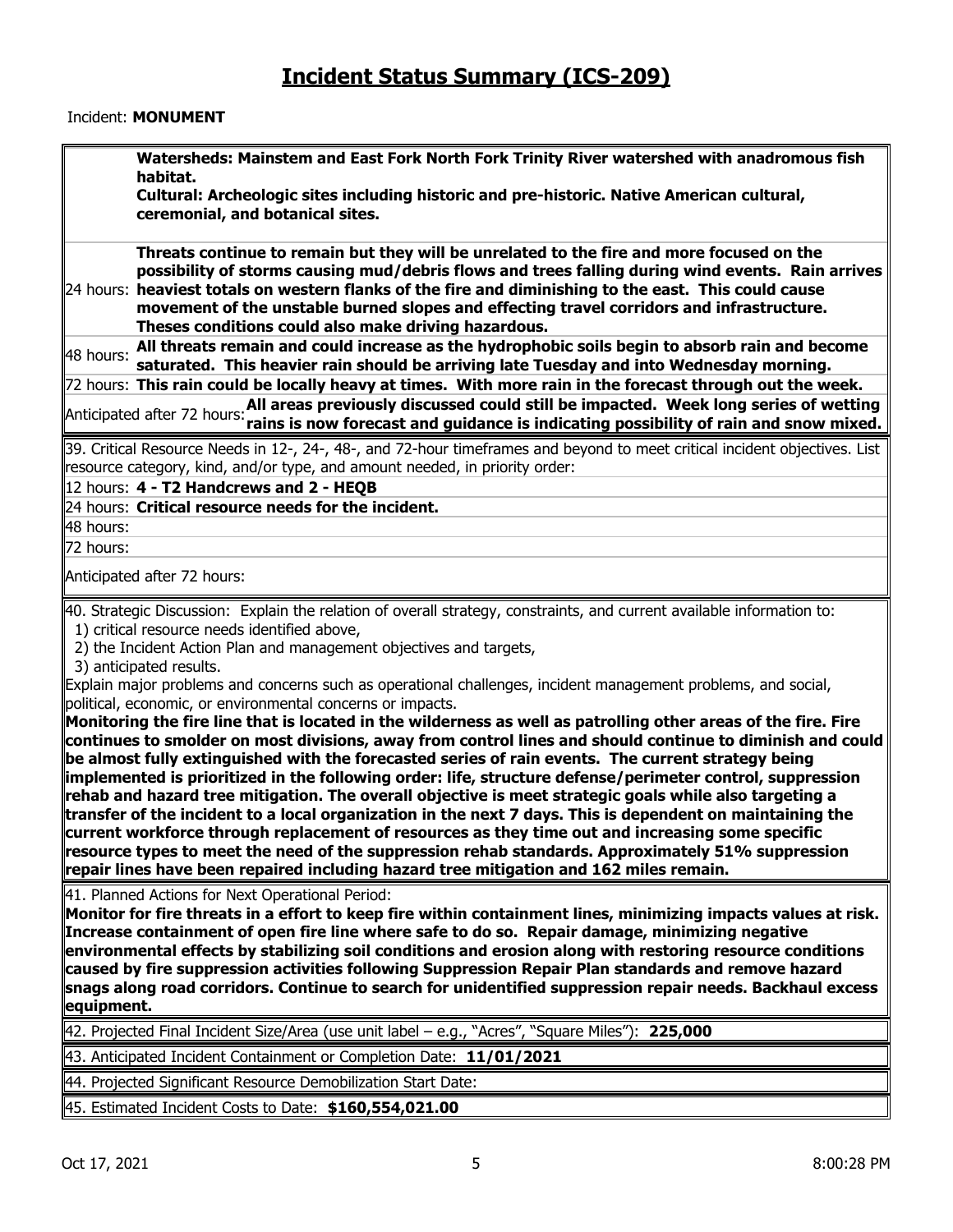# Incident Status Summary (ICS-209)

Incident: **MONUMENT**

**Watersheds: Mainstem and East Fork North Fork Trinity River watershed with anadromous fish habitat.**
**Cultural: Archeologic sites including historic and pre-historic. Native American cultural, ceremonial, and botanical sites.**

| | |
|---|---|
| 24 hours: | **Threats continue to remain but they will be unrelated to the fire and more focused on the possibility of storms causing mud/debris flows and trees falling during wind events. Rain arrives heaviest totals on western flanks of the fire and diminishing to the east. This could cause movement of the unstable burned slopes and effecting travel corridors and infrastructure. Theses conditions could also make driving hazardous.** |
| 48 hours: | **All threats remain and could increase as the hydrophobic soils begin to absorb rain and become saturated. This heavier rain should be arriving late Tuesday and into Wednesday morning.** |
| 72 hours: | **This rain could be locally heavy at times. With more rain in the forecast through out the week.** |
| Anticipated after 72 hours: | **All areas previously discussed could still be impacted. Week long series of wetting rains is now forecast and guidance is indicating possibility of rain and snow mixed.** |

39. Critical Resource Needs in 12-, 24-, 48-, and 72-hour timeframes and beyond to meet critical incident objectives. List resource category, kind, and/or type, and amount needed, in priority order:

| | |
|---|---|
| 12 hours: | **4 - T2 Handcrews and 2 - HEQB** |
| 24 hours: | **Critical resource needs for the incident.** |
| 48 hours: | |
| 72 hours: | |
| Anticipated after 72 hours: | |

40. Strategic Discussion: Explain the relation of overall strategy, constraints, and current available information to:
1) critical resource needs identified above,
2) the Incident Action Plan and management objectives and targets,
3) anticipated results.

Explain major problems and concerns such as operational challenges, incident management problems, and social, political, economic, or environmental concerns or impacts.

**Monitoring the fire line that is located in the wilderness as well as patrolling other areas of the fire. Fire continues to smolder on most divisions, away from control lines and should continue to diminish and could be almost fully extinguished with the forecasted series of rain events. The current strategy being implemented is prioritized in the following order: life, structure defense/perimeter control, suppression rehab and hazard tree mitigation. The overall objective is meet strategic goals while also targeting a transfer of the incident to a local organization in the next 7 days. This is dependent on maintaining the current workforce through replacement of resources as they time out and increasing some specific resource types to meet the need of the suppression rehab standards. Approximately 51% suppression repair lines have been repaired including hazard tree mitigation and 162 miles remain.**

41. Planned Actions for Next Operational Period:

**Monitor for fire threats in a effort to keep fire within containment lines, minimizing impacts values at risk. Increase containment of open fire line where safe to do so. Repair damage, minimizing negative environmental effects by stabilizing soil conditions and erosion along with restoring resource conditions caused by fire suppression activities following Suppression Repair Plan standards and remove hazard snags along road corridors. Continue to search for unidentified suppression repair needs. Backhaul excess equipment.**

42. Projected Final Incident Size/Area (use unit label – e.g., "Acres", "Square Miles"): **225,000**

43. Anticipated Incident Containment or Completion Date: **11/01/2021**

44. Projected Significant Resource Demobilization Start Date:

45. Estimated Incident Costs to Date: **$160,554,021.00**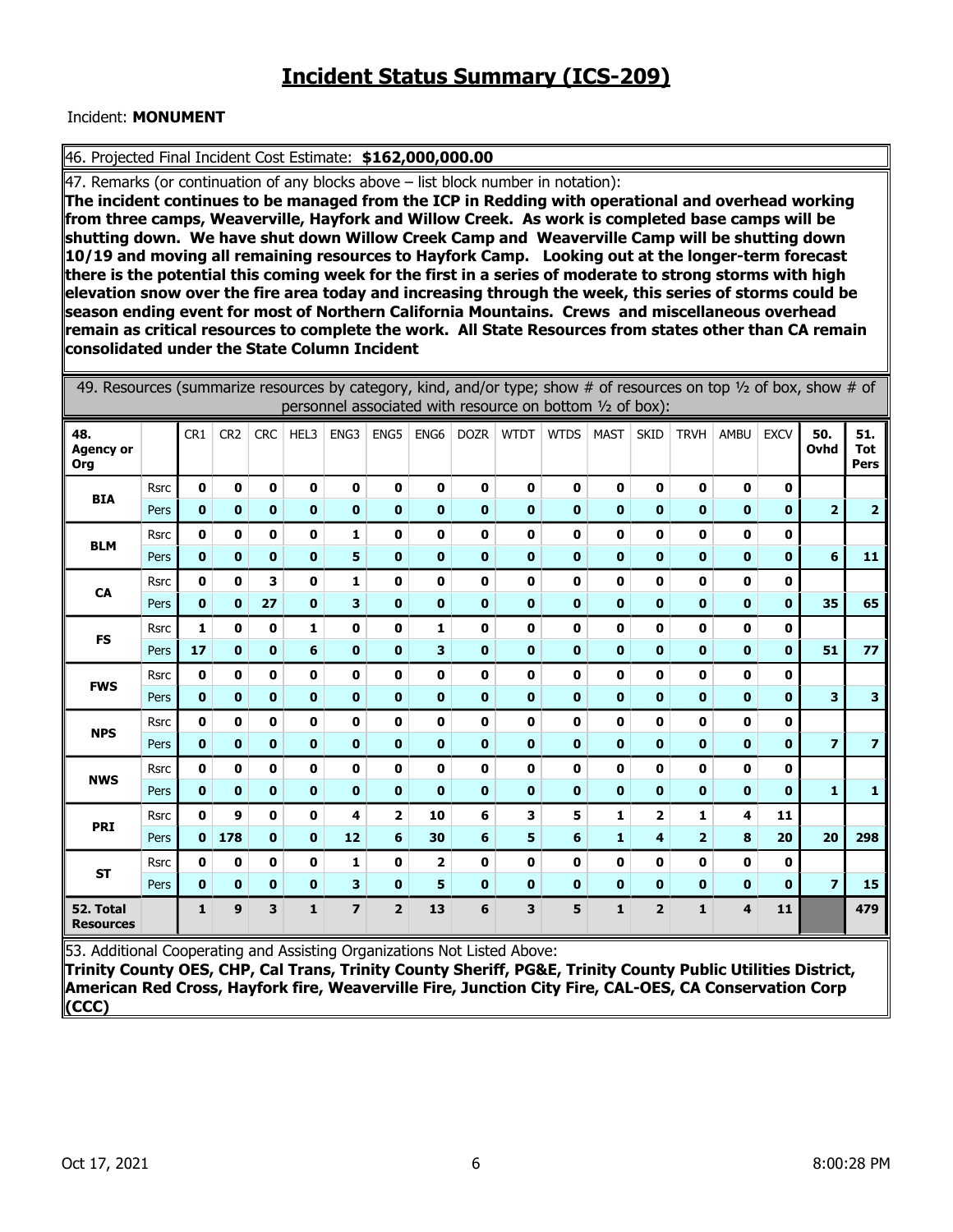# Incident Status Summary (ICS-209)

Incident: **MONUMENT**

46. Projected Final Incident Cost Estimate: **$162,000,000.00**

47. Remarks (or continuation of any blocks above – list block number in notation):
**The incident continues to be managed from the ICP in Redding with operational and overhead working from three camps, Weaverville, Hayfork and Willow Creek. As work is completed base camps will be shutting down. We have shut down Willow Creek Camp and Weaverville Camp will be shutting down 10/19 and moving all remaining resources to Hayfork Camp. Looking out at the longer-term forecast there is the potential this coming week for the first in a series of moderate to strong storms with high elevation snow over the fire area today and increasing through the week, this series of storms could be season ending event for most of Northern California Mountains. Crews and miscellaneous overhead remain as critical resources to complete the work. All State Resources from states other than CA remain consolidated under the State Column Incident**

49. Resources (summarize resources by category, kind, and/or type; show # of resources on top ½ of box, show # of personnel associated with resource on bottom ½ of box):

| 48. Agency or Org | | CR1 | CR2 | CRC | HEL3 | ENG3 | ENG5 | ENG6 | DOZR | WTDT | WTDS | MAST | SKID | TRVH | AMBU | EXCV | 50. Ovhd | 51. Tot Pers |
|---|---|---|---|---|---|---|---|---|---|---|---|---|---|---|---|---|---|---|
| **BIA** | Rsrc | 0 | 0 | 0 | 0 | 0 | 0 | 0 | 0 | 0 | 0 | 0 | 0 | 0 | 0 | 0 | | |
| | Pers | 0 | 0 | 0 | 0 | 0 | 0 | 0 | 0 | 0 | 0 | 0 | 0 | 0 | 0 | 0 | 2 | 2 |
| **BLM** | Rsrc | 0 | 0 | 0 | 0 | 1 | 0 | 0 | 0 | 0 | 0 | 0 | 0 | 0 | 0 | 0 | | |
| | Pers | 0 | 0 | 0 | 0 | 5 | 0 | 0 | 0 | 0 | 0 | 0 | 0 | 0 | 0 | 0 | 6 | 11 |
| **CA** | Rsrc | 0 | 0 | 3 | 0 | 1 | 0 | 0 | 0 | 0 | 0 | 0 | 0 | 0 | 0 | 0 | | |
| | Pers | 0 | 0 | 27 | 0 | 3 | 0 | 0 | 0 | 0 | 0 | 0 | 0 | 0 | 0 | 0 | 35 | 65 |
| **FS** | Rsrc | 1 | 0 | 0 | 1 | 0 | 0 | 1 | 0 | 0 | 0 | 0 | 0 | 0 | 0 | 0 | | |
| | Pers | 17 | 0 | 0 | 6 | 0 | 0 | 3 | 0 | 0 | 0 | 0 | 0 | 0 | 0 | 0 | 51 | 77 |
| **FWS** | Rsrc | 0 | 0 | 0 | 0 | 0 | 0 | 0 | 0 | 0 | 0 | 0 | 0 | 0 | 0 | 0 | | |
| | Pers | 0 | 0 | 0 | 0 | 0 | 0 | 0 | 0 | 0 | 0 | 0 | 0 | 0 | 0 | 0 | 3 | 3 |
| **NPS** | Rsrc | 0 | 0 | 0 | 0 | 0 | 0 | 0 | 0 | 0 | 0 | 0 | 0 | 0 | 0 | 0 | | |
| | Pers | 0 | 0 | 0 | 0 | 0 | 0 | 0 | 0 | 0 | 0 | 0 | 0 | 0 | 0 | 0 | 7 | 7 |
| **NWS** | Rsrc | 0 | 0 | 0 | 0 | 0 | 0 | 0 | 0 | 0 | 0 | 0 | 0 | 0 | 0 | 0 | | |
| | Pers | 0 | 0 | 0 | 0 | 0 | 0 | 0 | 0 | 0 | 0 | 0 | 0 | 0 | 0 | 0 | 1 | 1 |
| **PRI** | Rsrc | 0 | 9 | 0 | 0 | 4 | 2 | 10 | 6 | 3 | 5 | 1 | 2 | 1 | 4 | 11 | | |
| | Pers | 0 | 178 | 0 | 0 | 12 | 6 | 30 | 6 | 5 | 6 | 1 | 4 | 2 | 8 | 20 | 20 | 298 |
| **ST** | Rsrc | 0 | 0 | 0 | 0 | 1 | 0 | 2 | 0 | 0 | 0 | 0 | 0 | 0 | 0 | 0 | | |
| | Pers | 0 | 0 | 0 | 0 | 3 | 0 | 5 | 0 | 0 | 0 | 0 | 0 | 0 | 0 | 0 | 7 | 15 |
| **52. Total Resources** | | 1 | 9 | 3 | 1 | 7 | 2 | 13 | 6 | 3 | 5 | 1 | 2 | 1 | 4 | 11 | | 479 |

53. Additional Cooperating and Assisting Organizations Not Listed Above:
**Trinity County OES, CHP, Cal Trans, Trinity County Sheriff, PG&E, Trinity County Public Utilities District, American Red Cross, Hayfork fire, Weaverville Fire, Junction City Fire, CAL-OES, CA Conservation Corp (CCC)**